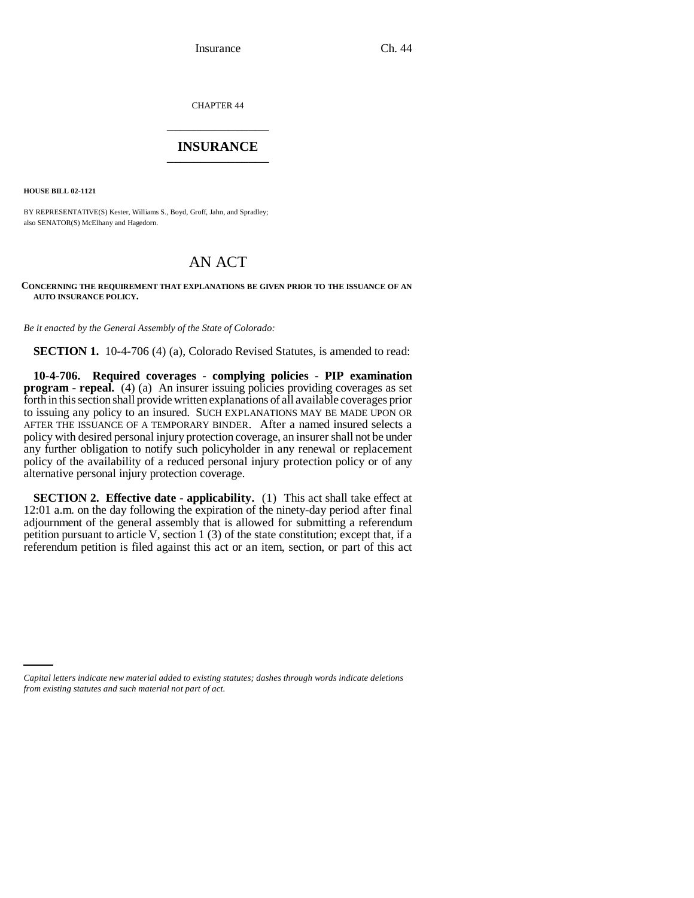CHAPTER 44

# INSURANCE

**HOUSE BILL 02-1121**

BY REPRESENTATIVE(S) Kester, Williams S., Boyd, Groff, Jahn, and Spradley;
also SENATOR(S) McElhany and Hagedorn.

## AN ACT

**CONCERNING THE REQUIREMENT THAT EXPLANATIONS BE GIVEN PRIOR TO THE ISSUANCE OF AN AUTO INSURANCE POLICY.**

*Be it enacted by the General Assembly of the State of Colorado:*

**SECTION 1.** 10-4-706 (4) (a), Colorado Revised Statutes, is amended to read:

**10-4-706. Required coverages - complying policies - PIP examination program - repeal.** (4) (a) An insurer issuing policies providing coverages as set forth in this section shall provide written explanations of all available coverages prior to issuing any policy to an insured. SUCH EXPLANATIONS MAY BE MADE UPON OR AFTER THE ISSUANCE OF A TEMPORARY BINDER. After a named insured selects a policy with desired personal injury protection coverage, an insurer shall not be under any further obligation to notify such policyholder in any renewal or replacement policy of the availability of a reduced personal injury protection policy or of any alternative personal injury protection coverage.

**SECTION 2. Effective date - applicability.** (1) This act shall take effect at 12:01 a.m. on the day following the expiration of the ninety-day period after final adjournment of the general assembly that is allowed for submitting a referendum petition pursuant to article V, section 1 (3) of the state constitution; except that, if a referendum petition is filed against this act or an item, section, or part of this act

*Capital letters indicate new material added to existing statutes; dashes through words indicate deletions from existing statutes and such material not part of act.*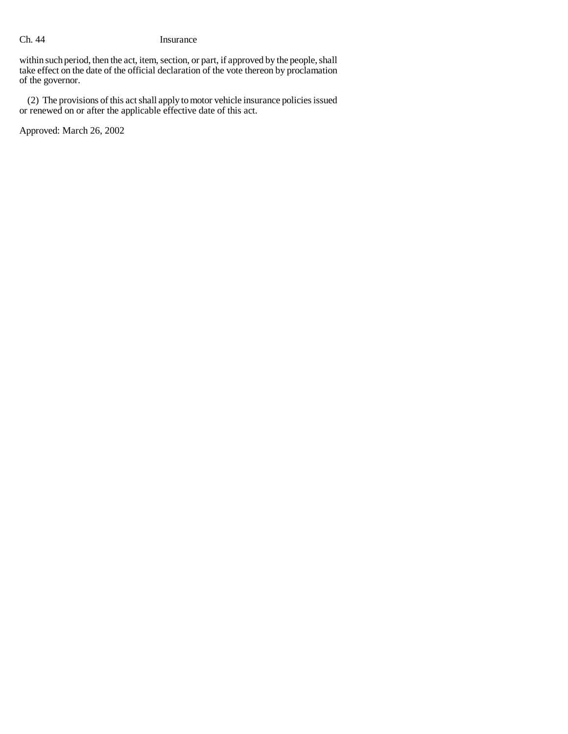within such period, then the act, item, section, or part, if approved by the people, shall take effect on the date of the official declaration of the vote thereon by proclamation of the governor.

(2) The provisions of this act shall apply to motor vehicle insurance policies issued or renewed on or after the applicable effective date of this act.

Approved: March 26, 2002